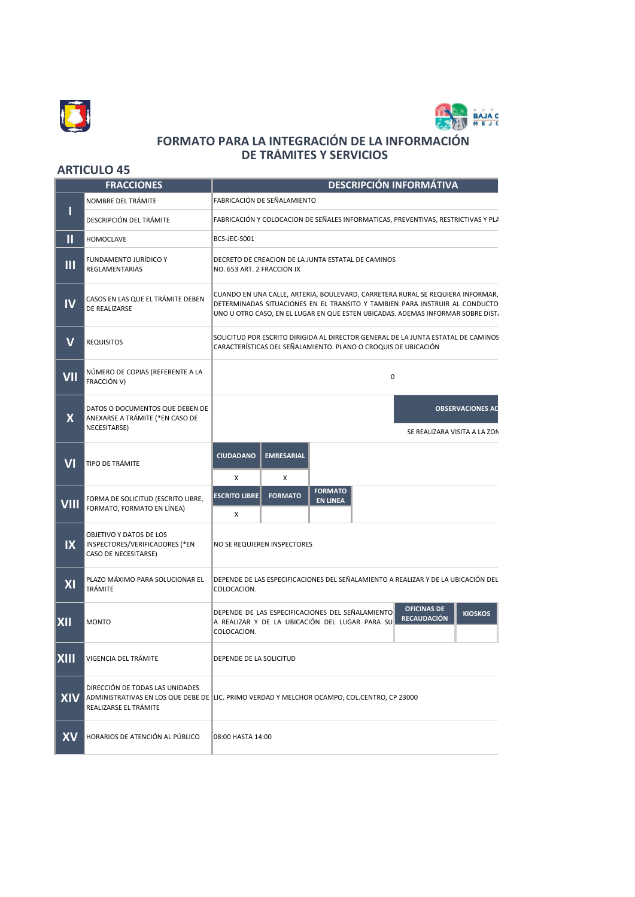# FORMATO PARA LA INTEGRACIÓN DE LA INFORMACIÓN DE TRÁMITES Y SERVICIOS

## ARTICULO 45

| FRACCIONES | | DESCRIPCIÓN INFORMÁTIVA | | | | |
|---|---|---|---|---|---|---|
| I | NOMBRE DEL TRÁMITE | FABRICACIÓN DE SEÑALAMIENTO | | | | |
| | DESCRIPCIÓN DEL TRÁMITE | FABRICACIÓN Y COLOCACION DE SEÑALES INFORMATICAS, PREVENTIVAS, RESTRICTIVAS Y PLA | | | | |
| II | HOMOCLAVE | BCS-JEC-S001 | | | | |
| III | FUNDAMENTO JURÍDICO Y REGLAMENTARIAS | DECRETO DE CREACION DE LA JUNTA ESTATAL DE CAMINOS NO. 653 ART. 2 FRACCION IX | | | | |
| IV | CASOS EN LAS QUE EL TRÁMITE DEBEN DE REALIZARSE | CUANDO EN UNA CALLE, ARTERIA, BOULEVARD, CARRETERA RURAL SE REQUIERA INFORMAR, DETERMINADAS SITUACIONES EN EL TRANSITO Y TAMBIEN PARA INSTRUIR AL CONDUCTO UNO U OTRO CASO, EN EL LUGAR EN QUE ESTEN UBICADAS. ADEMAS INFORMAR SOBRE DIST | | | | |
| V | REQUISITOS | SOLICITUD POR ESCRITO DIRIGIDA AL DIRECTOR GENERAL DE LA JUNTA ESTATAL DE CAMINOS CARACTERÍSTICAS DEL SEÑALAMIENTO. PLANO O CROQUIS DE UBICACIÓN | | | | |
| VII | NÚMERO DE COPIAS (REFERENTE A LA FRACCIÓN V) | 0 | | | | |
| X | DATOS O DOCUMENTOS QUE DEBEN DE ANEXARSE A TRÁMITE (*EN CASO DE NECESITARSE) | | | | OBSERVACIONES AD | |
| | | | | | SE REALIZARA VISITA A LA ZON | |
| VI | TIPO DE TRÁMITE | CIUDADANO | EMRESARIAL | | | |
| | | X | X | | | |
| VIII | FORMA DE SOLICITUD (ESCRITO LIBRE, FORMATO, FORMATO EN LÍNEA) | ESCRITO LIBRE | FORMATO | FORMATO EN LINEA | | |
| | | X | | | | |
| IX | OBJETIVO Y DATOS DE LOS INSPECTORES/VERIFICADORES (*EN CASO DE NECESITARSE) | NO SE REQUIEREN INSPECTORES | | | | |
| XI | PLAZO MÁXIMO PARA SOLUCIONAR EL TRÁMITE | DEPENDE DE LAS ESPECIFICACIONES DEL SEÑALAMIENTO A REALIZAR Y DE LA UBICACIÓN DEL COLOCACION. | | | | |
| XII | MONTO | DEPENDE DE LAS ESPECIFICACIONES DEL SEÑALAMIENTO A REALIZAR Y DE LA UBICACIÓN DEL LUGAR PARA SU COLOCACION. | | | OFICINAS DE RECAUDACIÓN | KIOSKOS |
| | | | | | | |
| XIII | VIGENCIA DEL TRÁMITE | DEPENDE DE LA SOLICITUD | | | | |
| XIV | DIRECCIÓN DE TODAS LAS UNIDADES ADMINISTRATIVAS EN LOS QUE DEBE DE REALIZARSE EL TRÁMITE | LIC. PRIMO VERDAD Y MELCHOR OCAMPO, COL.CENTRO, CP 23000 | | | | |
| XV | HORARIOS DE ATENCIÓN AL PÚBLICO | 08:00 HASTA 14:00 | | | | |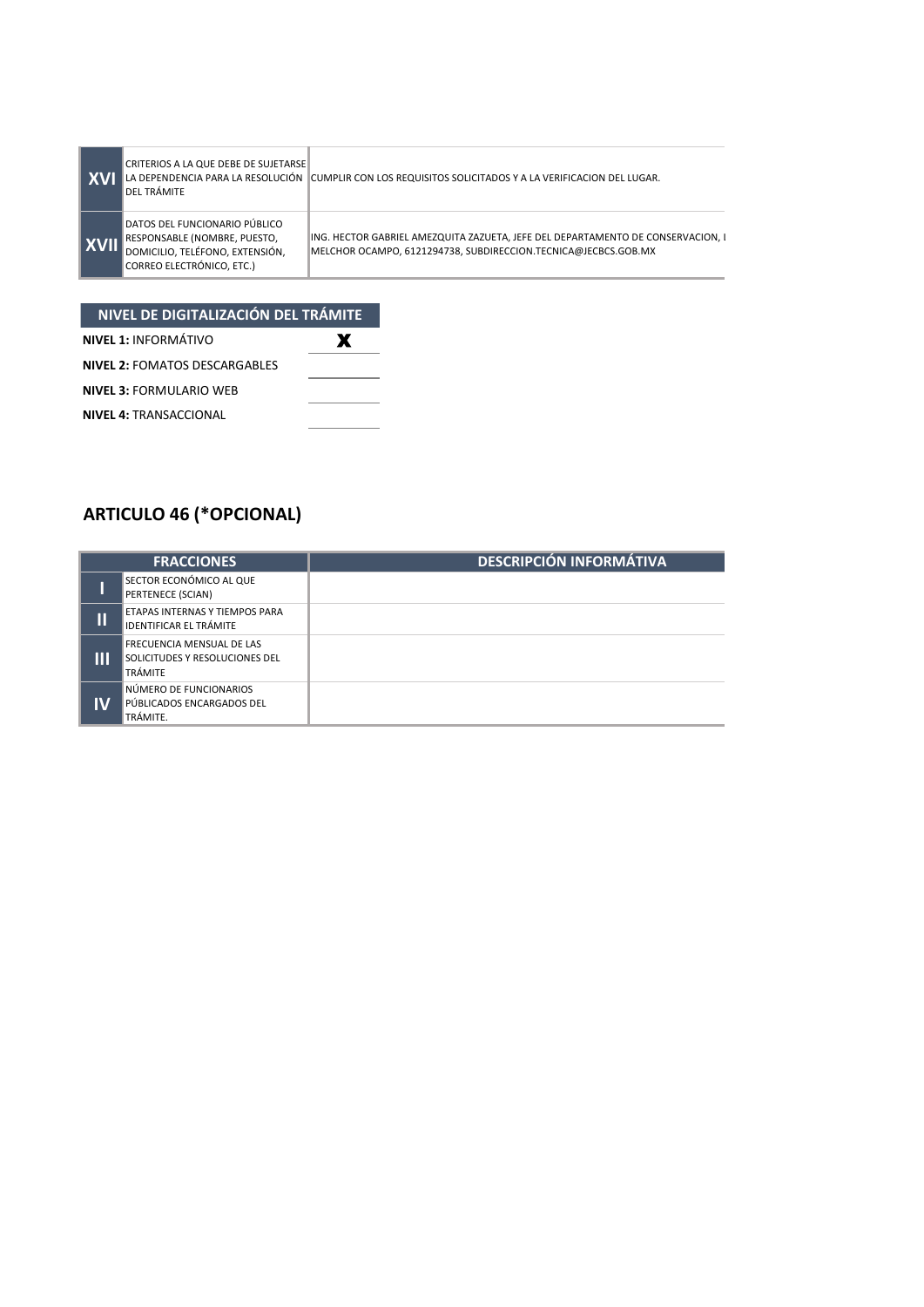| | | |
|---|---|---|
| XVI | CRITERIOS A LA QUE DEBE DE SUJETARSE LA DEPENDENCIA PARA LA RESOLUCIÓN DEL TRÁMITE | CUMPLIR CON LOS REQUISITOS SOLICITADOS Y A LA VERIFICACION DEL LUGAR. |
| XVII | DATOS DEL FUNCIONARIO PÚBLICO RESPONSABLE (NOMBRE, PUESTO, DOMICILIO, TELÉFONO, EXTENSIÓN, CORREO ELECTRÓNICO, ETC.) | ING. HECTOR GABRIEL AMEZQUITA ZAZUETA, JEFE DEL DEPARTAMENTO DE CONSERVACION, I MELCHOR OCAMPO, 6121294738, SUBDIRECCION.TECNICA@JECBCS.GOB.MX |

| NIVEL DE DIGITALIZACIÓN DEL TRÁMITE | |
|---|---|
| **NIVEL 1:** INFORMÁTIVO | X |
| **NIVEL 2:** FOMATOS DESCARGABLES | |
| **NIVEL 3:** FORMULARIO WEB | |
| **NIVEL 4:** TRANSACCIONAL | |

## ARTICULO 46 (*OPCIONAL)

| FRACCIONES | | DESCRIPCIÓN INFORMÁTIVA |
|---|---|---|
| I | SECTOR ECONÓMICO AL QUE PERTENECE (SCIAN) | |
| II | ETAPAS INTERNAS Y TIEMPOS PARA IDENTIFICAR EL TRÁMITE | |
| III | FRECUENCIA MENSUAL DE LAS SOLICITUDES Y RESOLUCIONES DEL TRÁMITE | |
| IV | NÚMERO DE FUNCIONARIOS PÚBLICADOS ENCARGADOS DEL TRÁMITE. | |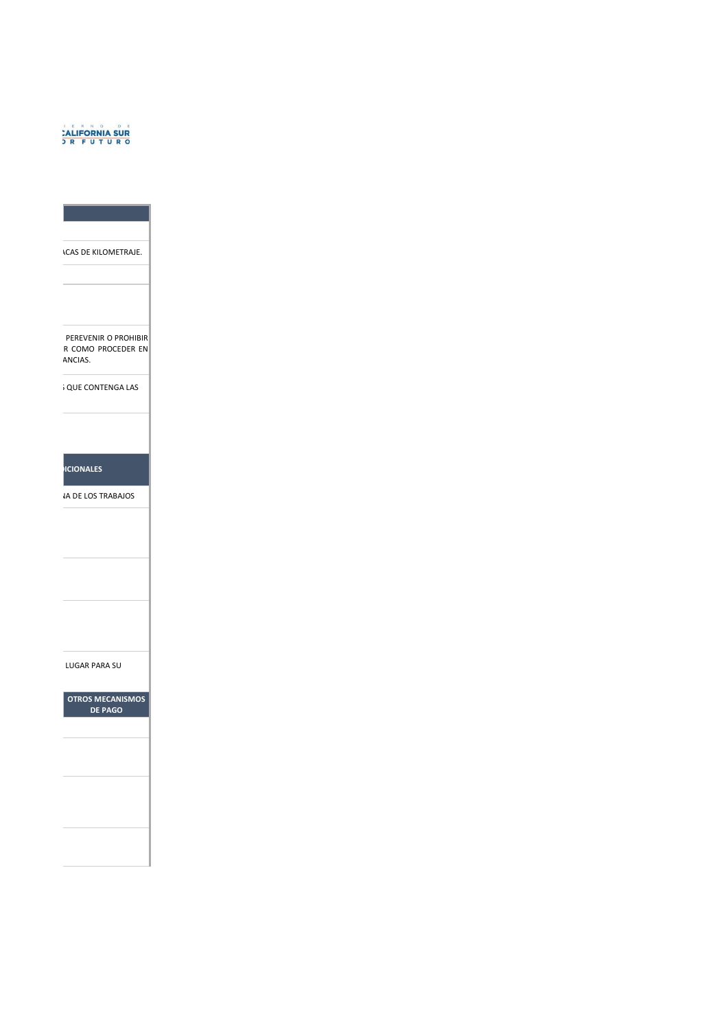ALIFORNIA SUR
R FUTURO

| |
|---|
| |
| ACAS DE KILOMETRAJE. |
| |
| |
| PEREVENIR O PROHIBIR R COMO PROCEDER EN ANCIAS. |
| QUE CONTENGA LAS |
| |
| **ICIONALES** |
| A DE LOS TRABAJOS |
| |
| |
| |
| LUGAR PARA SU |
| **OTROS MECANISMOS DE PAGO** |
| |
| |
| |
| |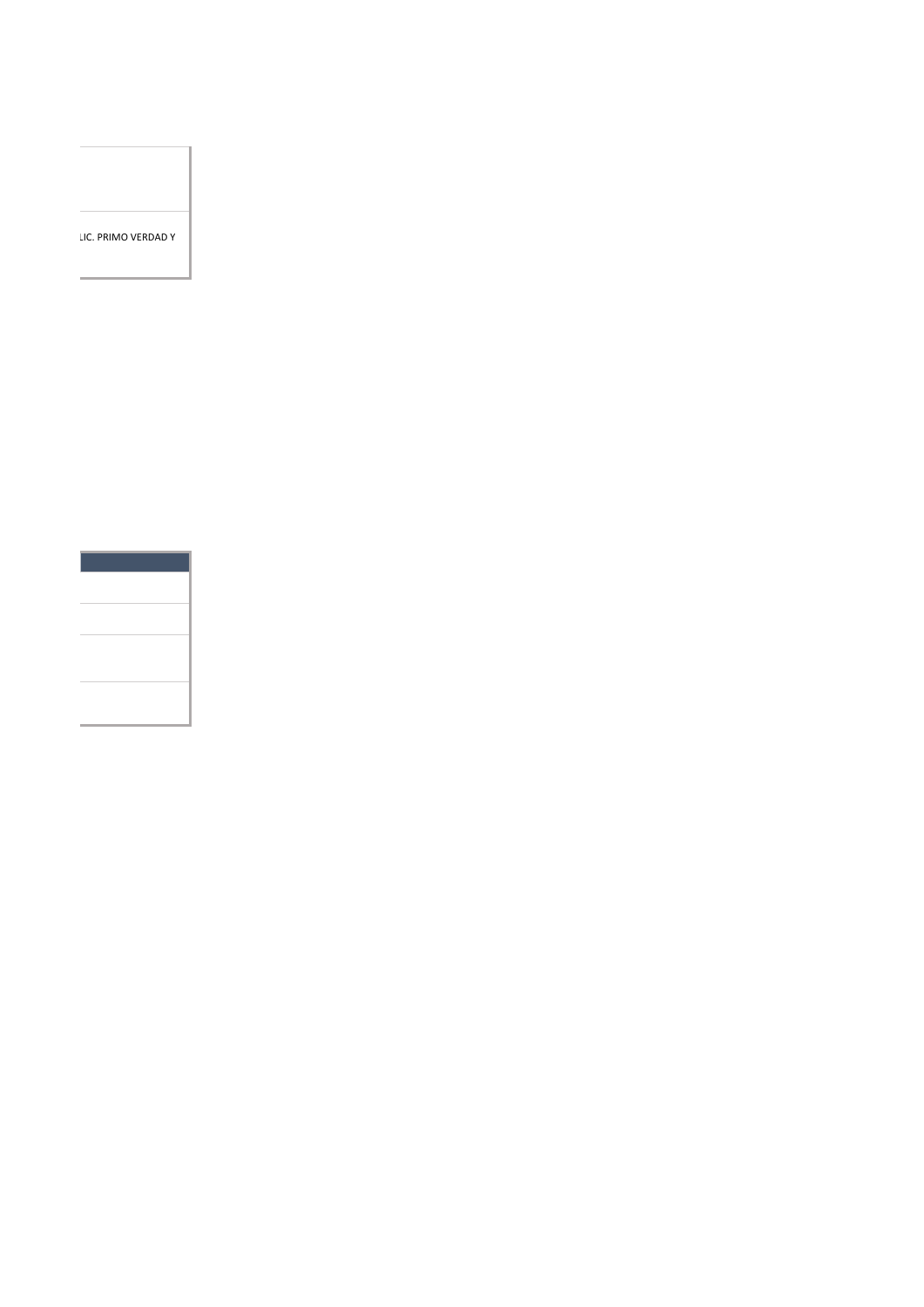| |
|---|
| |
| LIC. PRIMO VERDAD Y |

| |
|---|
| |
| |
| |
| |